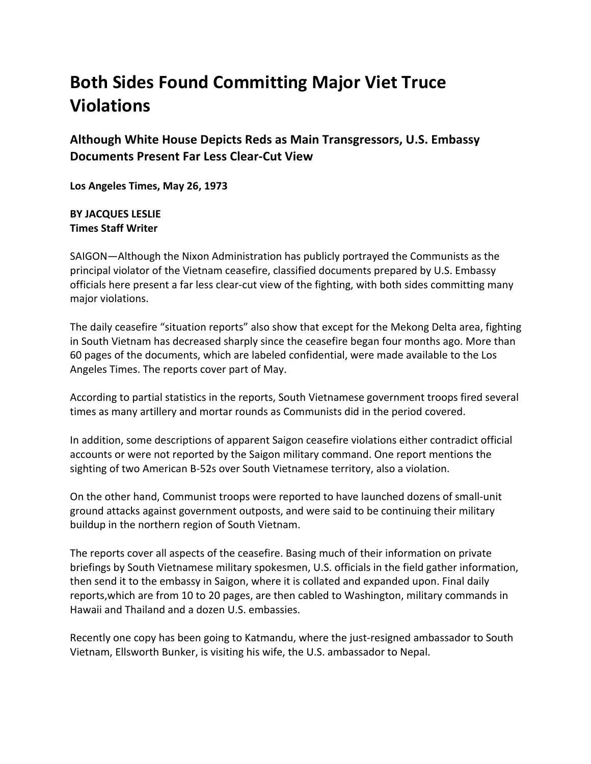# Both Sides Found Committing Major Viet Truce Violations

## Although White House Depicts Reds as Main Transgressors, U.S. Embassy Documents Present Far Less Clear-Cut View

**Los Angeles Times, May 26, 1973**

**BY JACQUES LESLIE**
**Times Staff Writer**

SAIGON—Although the Nixon Administration has publicly portrayed the Communists as the principal violator of the Vietnam ceasefire, classified documents prepared by U.S. Embassy officials here present a far less clear-cut view of the fighting, with both sides committing many major violations.

The daily ceasefire "situation reports" also show that except for the Mekong Delta area, fighting in South Vietnam has decreased sharply since the ceasefire began four months ago. More than 60 pages of the documents, which are labeled confidential, were made available to the Los Angeles Times. The reports cover part of May.

According to partial statistics in the reports, South Vietnamese government troops fired several times as many artillery and mortar rounds as Communists did in the period covered.

In addition, some descriptions of apparent Saigon ceasefire violations either contradict official accounts or were not reported by the Saigon military command. One report mentions the sighting of two American B-52s over South Vietnamese territory, also a violation.

On the other hand, Communist troops were reported to have launched dozens of small-unit ground attacks against government outposts, and were said to be continuing their military buildup in the northern region of South Vietnam.

The reports cover all aspects of the ceasefire. Basing much of their information on private briefings by South Vietnamese military spokesmen, U.S. officials in the field gather information, then send it to the embassy in Saigon, where it is collated and expanded upon. Final daily reports,which are from 10 to 20 pages, are then cabled to Washington, military commands in Hawaii and Thailand and a dozen U.S. embassies.

Recently one copy has been going to Katmandu, where the just-resigned ambassador to South Vietnam, Ellsworth Bunker, is visiting his wife, the U.S. ambassador to Nepal.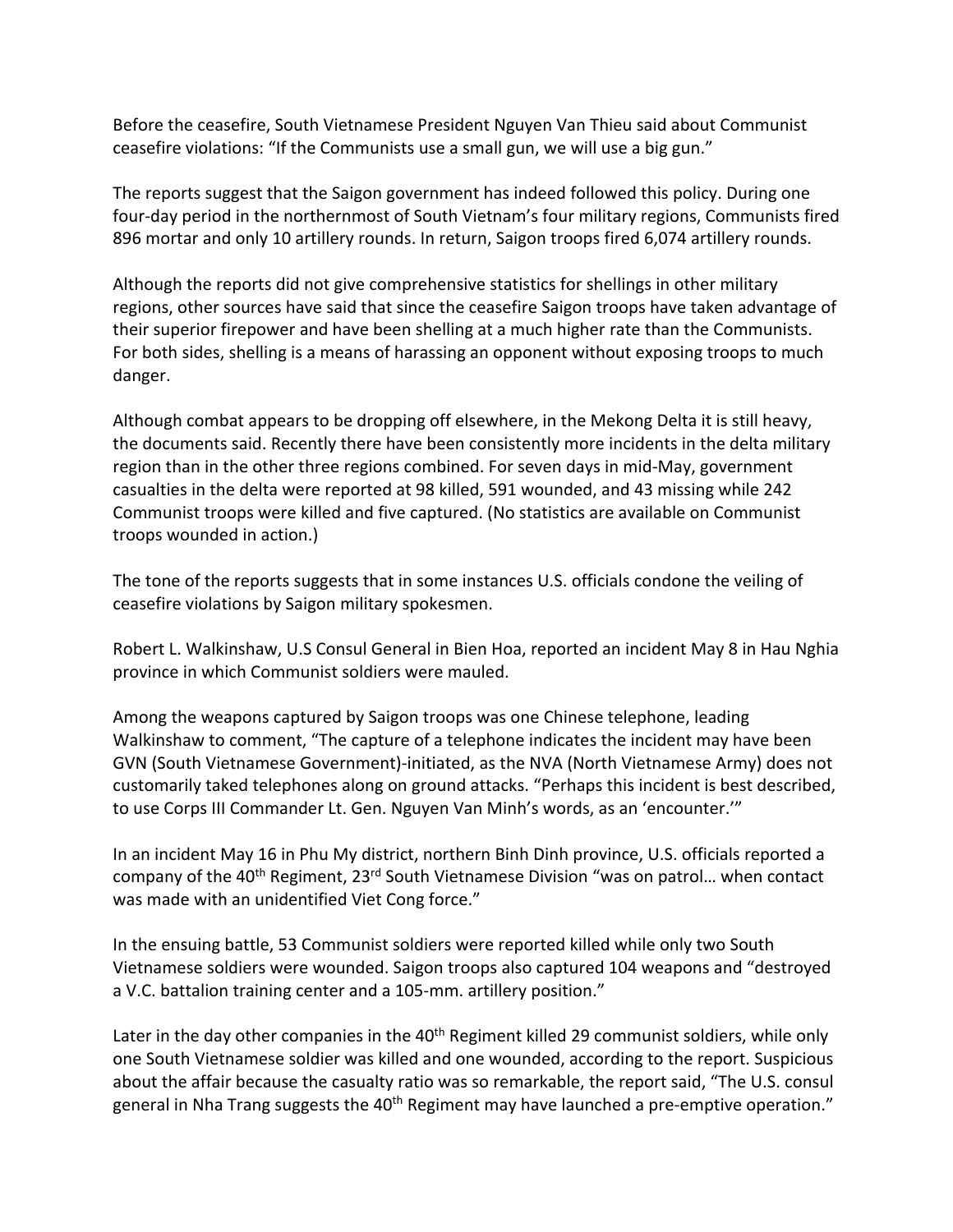Before the ceasefire, South Vietnamese President Nguyen Van Thieu said about Communist ceasefire violations: "If the Communists use a small gun, we will use a big gun."

The reports suggest that the Saigon government has indeed followed this policy. During one four-day period in the northernmost of South Vietnam's four military regions, Communists fired 896 mortar and only 10 artillery rounds. In return, Saigon troops fired 6,074 artillery rounds.

Although the reports did not give comprehensive statistics for shellings in other military regions, other sources have said that since the ceasefire Saigon troops have taken advantage of their superior firepower and have been shelling at a much higher rate than the Communists. For both sides, shelling is a means of harassing an opponent without exposing troops to much danger.

Although combat appears to be dropping off elsewhere, in the Mekong Delta it is still heavy, the documents said. Recently there have been consistently more incidents in the delta military region than in the other three regions combined. For seven days in mid-May, government casualties in the delta were reported at 98 killed, 591 wounded, and 43 missing while 242 Communist troops were killed and five captured. (No statistics are available on Communist troops wounded in action.)

The tone of the reports suggests that in some instances U.S. officials condone the veiling of ceasefire violations by Saigon military spokesmen.

Robert L. Walkinshaw, U.S Consul General in Bien Hoa, reported an incident May 8 in Hau Nghia province in which Communist soldiers were mauled.

Among the weapons captured by Saigon troops was one Chinese telephone, leading Walkinshaw to comment, "The capture of a telephone indicates the incident may have been GVN (South Vietnamese Government)-initiated, as the NVA (North Vietnamese Army) does not customarily taked telephones along on ground attacks. "Perhaps this incident is best described, to use Corps III Commander Lt. Gen. Nguyen Van Minh's words, as an 'encounter.'"

In an incident May 16 in Phu My district, northern Binh Dinh province, U.S. officials reported a company of the 40th Regiment, 23rd South Vietnamese Division "was on patrol… when contact was made with an unidentified Viet Cong force."

In the ensuing battle, 53 Communist soldiers were reported killed while only two South Vietnamese soldiers were wounded. Saigon troops also captured 104 weapons and "destroyed a V.C. battalion training center and a 105-mm. artillery position."

Later in the day other companies in the 40th Regiment killed 29 communist soldiers, while only one South Vietnamese soldier was killed and one wounded, according to the report. Suspicious about the affair because the casualty ratio was so remarkable, the report said, "The U.S. consul general in Nha Trang suggests the 40th Regiment may have launched a pre-emptive operation."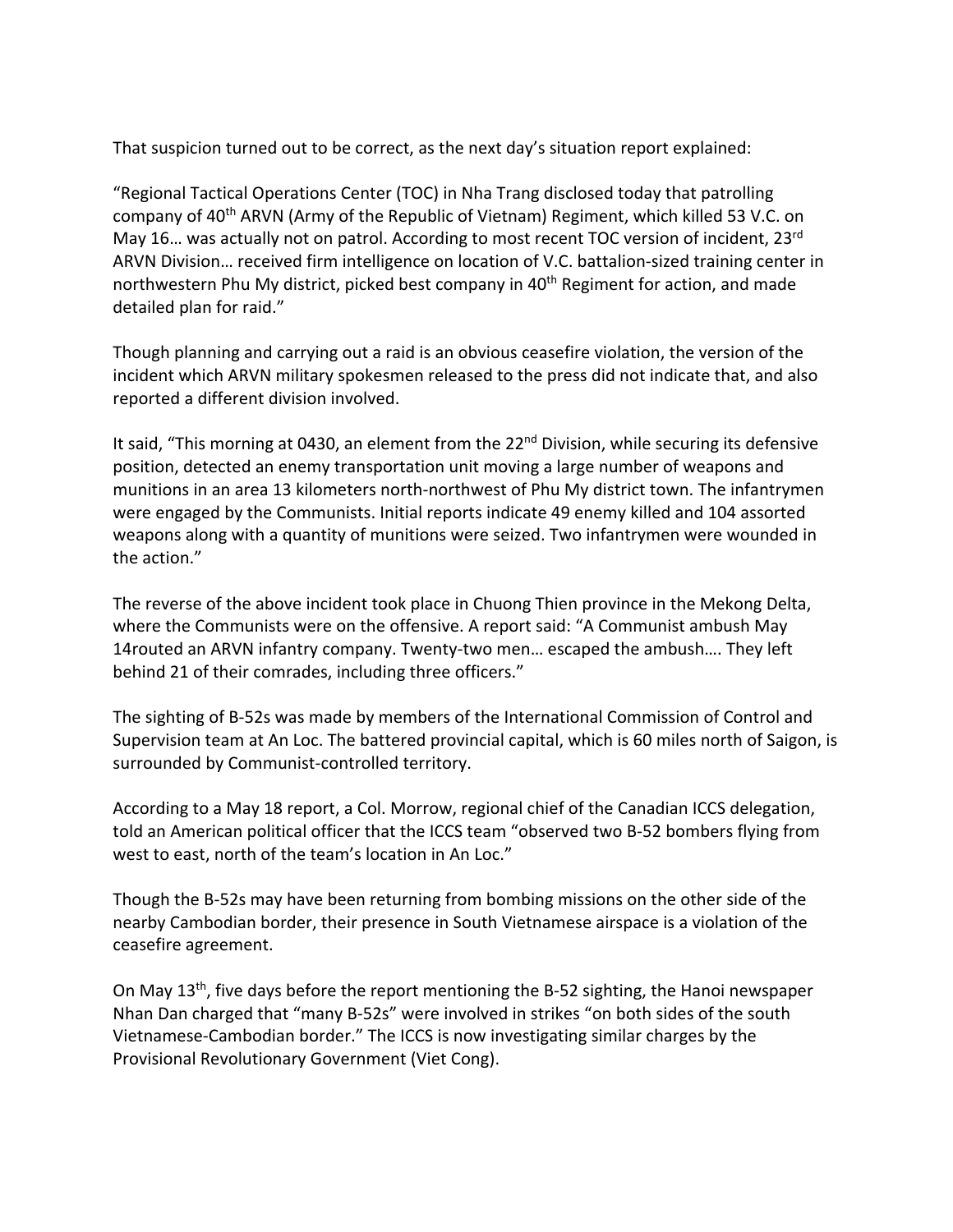That suspicion turned out to be correct, as the next day's situation report explained:

"Regional Tactical Operations Center (TOC) in Nha Trang disclosed today that patrolling company of 40th ARVN (Army of the Republic of Vietnam) Regiment, which killed 53 V.C. on May 16… was actually not on patrol. According to most recent TOC version of incident, 23rd ARVN Division… received firm intelligence on location of V.C. battalion-sized training center in northwestern Phu My district, picked best company in 40th Regiment for action, and made detailed plan for raid."

Though planning and carrying out a raid is an obvious ceasefire violation, the version of the incident which ARVN military spokesmen released to the press did not indicate that, and also reported a different division involved.

It said, "This morning at 0430, an element from the 22nd Division, while securing its defensive position, detected an enemy transportation unit moving a large number of weapons and munitions in an area 13 kilometers north-northwest of Phu My district town. The infantrymen were engaged by the Communists. Initial reports indicate 49 enemy killed and 104 assorted weapons along with a quantity of munitions were seized. Two infantrymen were wounded in the action."

The reverse of the above incident took place in Chuong Thien province in the Mekong Delta, where the Communists were on the offensive. A report said: "A Communist ambush May 14routed an ARVN infantry company. Twenty-two men… escaped the ambush…. They left behind 21 of their comrades, including three officers."

The sighting of B-52s was made by members of the International Commission of Control and Supervision team at An Loc. The battered provincial capital, which is 60 miles north of Saigon, is surrounded by Communist-controlled territory.

According to a May 18 report, a Col. Morrow, regional chief of the Canadian ICCS delegation, told an American political officer that the ICCS team "observed two B-52 bombers flying from west to east, north of the team's location in An Loc."

Though the B-52s may have been returning from bombing missions on the other side of the nearby Cambodian border, their presence in South Vietnamese airspace is a violation of the ceasefire agreement.

On May 13th, five days before the report mentioning the B-52 sighting, the Hanoi newspaper Nhan Dan charged that "many B-52s" were involved in strikes "on both sides of the south Vietnamese-Cambodian border." The ICCS is now investigating similar charges by the Provisional Revolutionary Government (Viet Cong).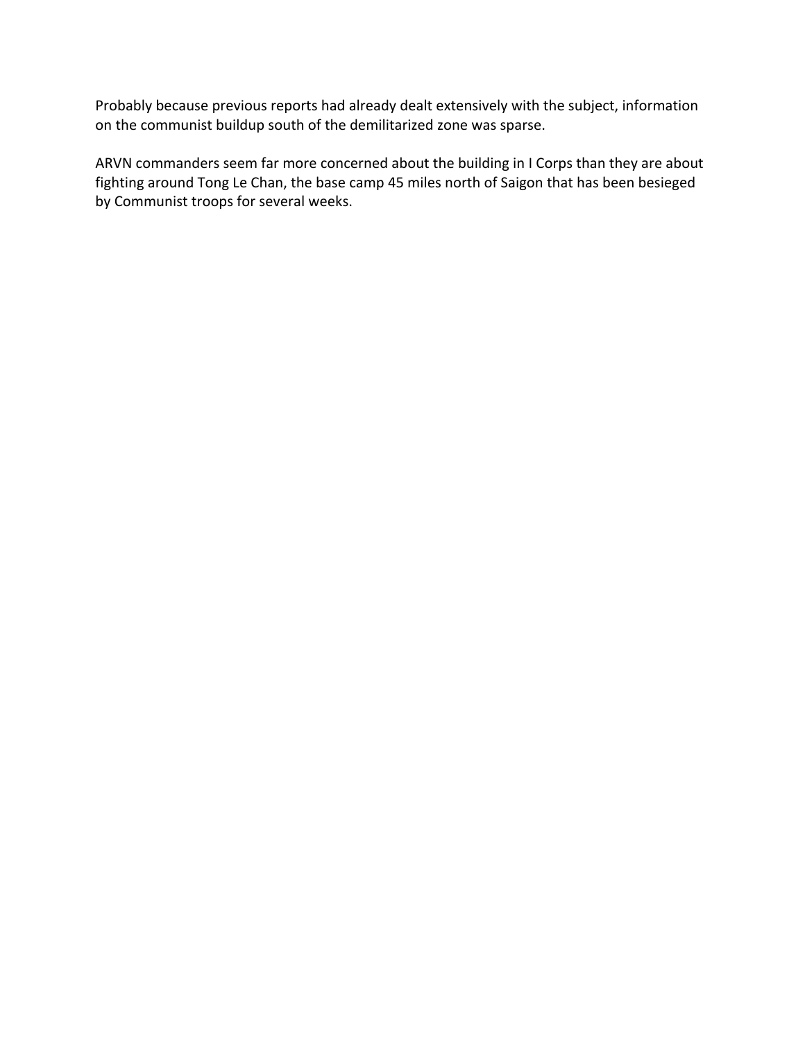Probably because previous reports had already dealt extensively with the subject, information on the communist buildup south of the demilitarized zone was sparse.

ARVN commanders seem far more concerned about the building in I Corps than they are about fighting around Tong Le Chan, the base camp 45 miles north of Saigon that has been besieged by Communist troops for several weeks.